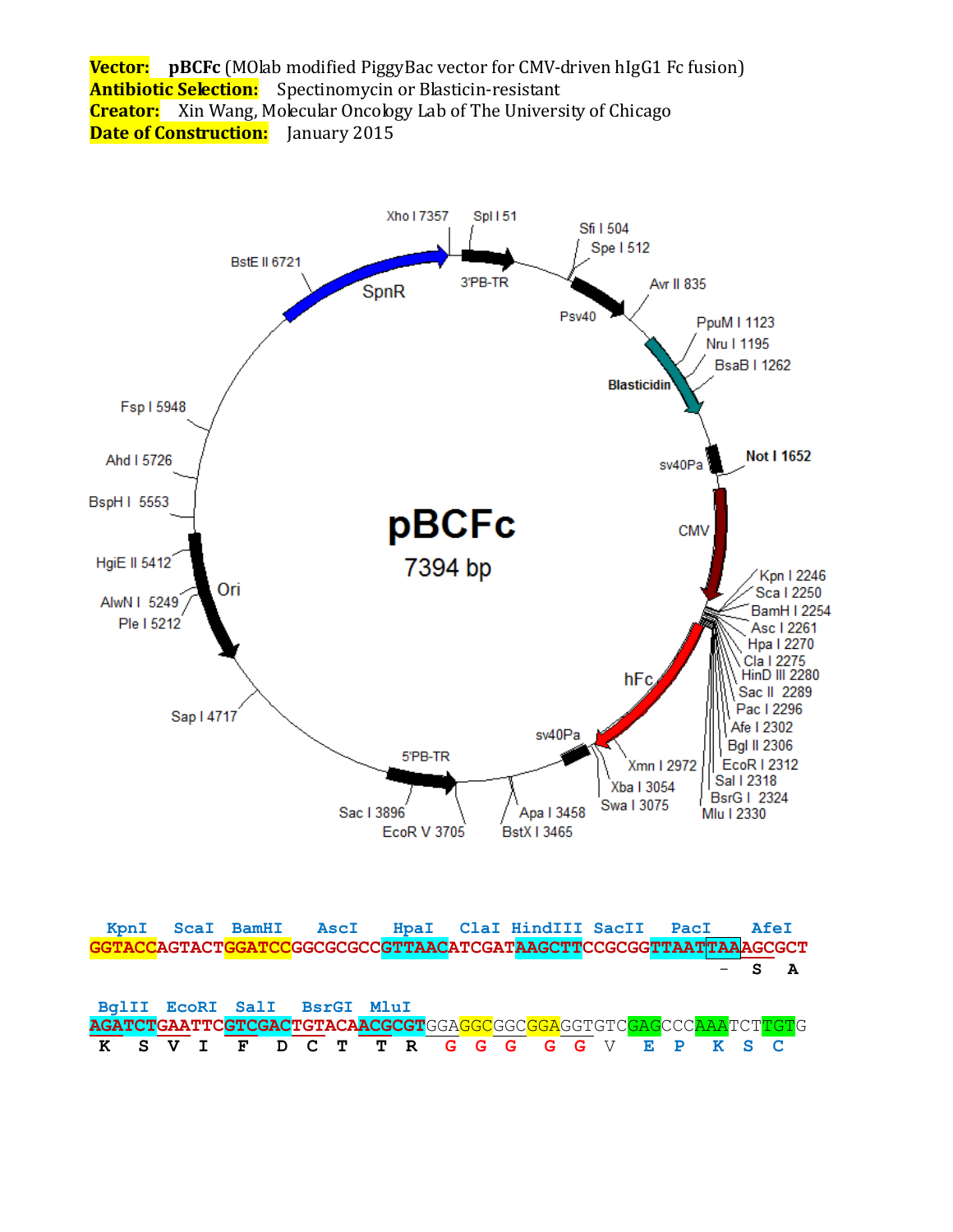**Vector:** **pBCFc** (MOlab modified PiggyBac vector for CMV-driven hIgG1 Fc fusion)
**Antibiotic Selection:** Spectinomycin or Blasticin-resistant
**Creator:** Xin Wang, Molecular Oncology Lab of The University of Chicago
**Date of Construction:** January 2015

pBCFc
7394 bp

Xho I 7357, Spl I 51, Sfi I 504, Spe I 512, Avr II 835, PpuM I 1123, Nru I 1195, BsaB I 1262, Not I 1652, Kpn I 2246, Sca I 2250, BamH I 2254, Asc I 2261, Hpa I 2270, Cla I 2275, HinD III 2280, Sac II 2289, Pac I 2296, Afe I 2302, Bgl II 2306, EcoR I 2312, Sal I 2318, BsrG I 2324, Mlu I 2330, Xmn I 2972, Xba I 3054, Swa I 3075, Apa I 3458, BstX I 3465, EcoR V 3705, Sac I 3896, Sap I 4717, Ple I 5212, AlwN I 5249, HgiE II 5412, BspH I 5553, Ahd I 5726, Fsp I 5948, BstE II 6721

Features: 3'PB-TR, Psv40, Blasticidin, sv40Pa, CMV, hFc, sv40Pa, 5'PB-TR, Ori, SpnR

```
KpnI   ScaI   BamHI    AscI     HpaI    ClaI  HindIII SacII    PacI     AfeI
GGTACCAGTACTGGATCCGGCGCGCCGTTAACATCGATAAGCTTCCGCGGTTAATTAAAGCGCT
                                                           -  S  A

BglII  EcoRI  SalI   BsrGI  MluI
AGATCTGAATTCGTCGACTGTACAACGCGTGGAGGCGGCGGAGGTGTCGAGCCCAAATCTTGTG
 K  S  V  I  F  D  C  T  T  R  G  G  G  G  G  V  E  P  K  S  C
```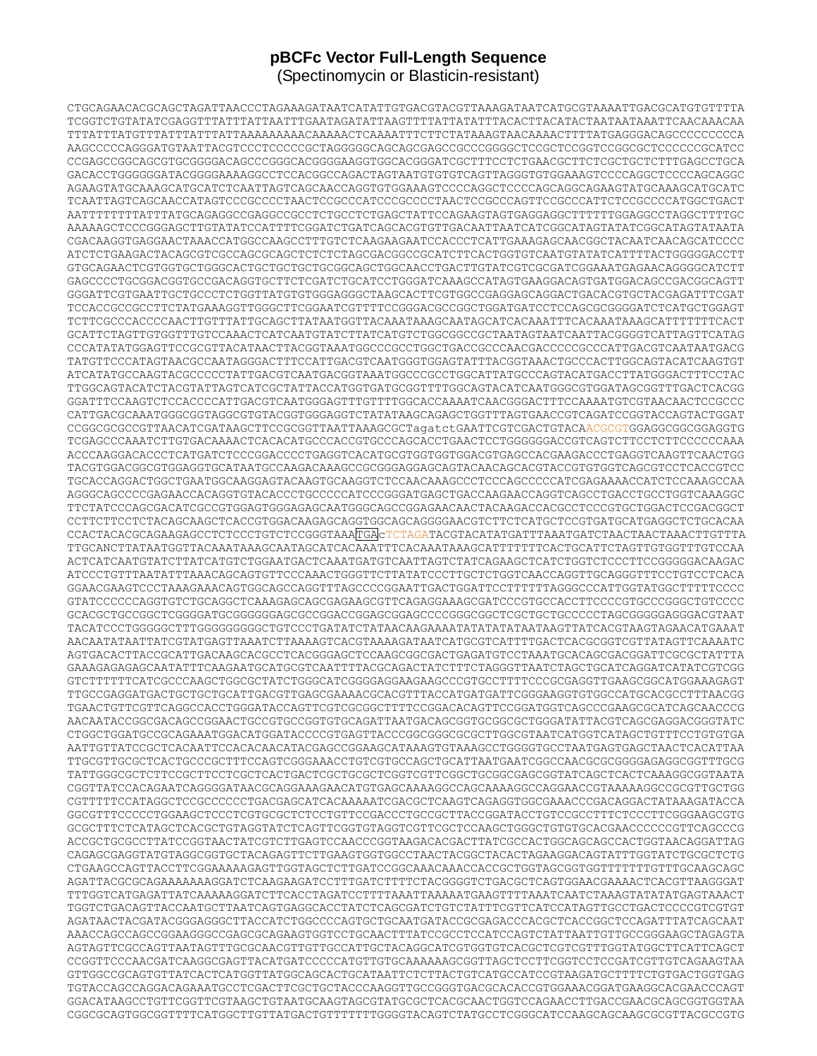# pBCFc Vector Full-Length Sequence

(Spectinomycin or Blasticin-resistant)

```
CTGCAGAACACGCAGCTAGATTAACCCTAGAAAGATAATCATATTGTGACGTACGTTAAAGATAATCATGCGTAAAATTGACGCATGTGTTTTA
TCGGTCTGTATATCGAGGTTTATTTATTAATTTGAATAGATATTAAGTTTTATTATATTTACACTTACATACTAATAATAAATTCAACAAACAA
TTTATTTATGTTTATTTATTTATTAAAAAAAAACAAAAACTCAAAATTTCTTCTATAAAGTAACAAAACTTTTATGAGGGACAGCCCCCCCCCA
AAGCCCCCAGGGATGTAATTACGTCCCTCCCCCGCTAGGGGGCAGCAGCGAGCCGCCCGGGGCTCCGCTCCGGTCCGGCGCTCCCCCCGCATCC
CCGAGCCGGCAGCGTGCGGGGACAGCCCGGGCACGGGGAAGGTGGCACGGGATCGCTTTCCTCTGAACGCTTCTCGCTGCTCTTTGAGCCTGCA
GACACCTGGGGGGATACGGGGAAAAGGCCTCCACGGCCAGACTAGTAATGTGTGTCAGTTAGGGTGTGGAAAGTCCCCAGGCTCCCCAGCAGGC
AGAAGTATGCAAAGCATGCATCTCAATTAGTCAGCAACCAGGTGTGGAAAGTCCCCAGGCTCCCCAGCAGGCAGAAGTATGCAAAGCATGCATC
TCAATTAGTCAGCAACCATAGTCCCGCCCCTAACTCCGCCCATCCCGCCCCTAACTCCGCCCAGTTCCGCCCATTCTCCGCCCCATGGCTGACT
AATTTTTTTTATTTATGCAGAGGCCGAGGCCGCCTCTGCCTCTGAGCTATTCCAGAAGTAGTGAGGAGGCTTTTTTGGAGGCCTAGGCTTTTGC
AAAAAGCTCCCGGGAGCTTGTATATCCATTTTCGGATCTGATCAGCACGTGTTGACAATTAATCATCGGCATAGTATATCGGCATAGTATAATA
CGACAAGGTGAGGAACTAAACCATGGCCAAGCCTTTGTCTCAAGAAGAATCCACCCTCATTGAAAGAGCAACGGCTACAATCAACAGCATCCCC
ATCTCTGAAGACTACAGCGTCGCCAGCGCAGCTCTCTCTAGCGACGGCCGCATCTTCACTGGTGTCAATGTATATCATTTTACTGGGGGACCTT
GTGCAGAACTCGTGGTGCTGGGCACTGCTGCTGCTGCGGCAGCTGGCAACCTGACTTGTATCGTCGCGATCGGAAATGAGAACAGGGGCATCTT
GAGCCCCTGCGGACGGTGCCGACAGGTGCTTCTCGATCTGCATCCTGGGATCAAAGCCATAGTGAAGGACAGTGATGGACAGCCGACGGCAGTT
GGGATTCGTGAATTGCTGCCCTCTGGTTATGTGTGGGAGGGCTAAGCACTTCGTGGCCGAGGAGCAGGACTGACACGTGCTACGAGATTTCGAT
TCCACCGCCGCCTTCTATGAAAGGTTGGGCTTCGGAATCGTTTTCCGGGACGCCGGCTGGATGATCCTCCAGCGCGGGGATCTCATGCTGGAGT
TCTTCGCCCACCCCAACTTGTTTATTGCAGCTTATAATGGTTACAAATAAAGCAATAGCATCACAAATTTCACAAATAAAGCATTTTTTTCACT
GCATTCTAGTTGTGGTTTGTCCAAACTCATCAATGTATCTTATCATGTCTGGCGGCCGCTAATAGTAATCAATTACGGGGTCATTAGTTCATAG
CCCATATATGGAGTTCCGCGTTACATAACTTACGGTAAATGGCCCGCCTGGCTGACCGCCCAACGACCCCCGCCCATTGACGTCAATAATGACG
TATGTTCCCATAGTAACGCCAATAGGGACTTTCCATTGACGTCAATGGGTGGAGTATTTACGGTAAACTGCCCACTTGGCAGTACATCAAGTGT
ATCATATGCCAAGTACGCCCCCTATTGACGTCAATGACGGTAAATGGCCCGCCTGGCATTATGCCCAGTACATGACCTTATGGGACTTTCCTAC
TTGGCAGTACATCTACGTATTAGTCATCGCTATTACCATGGTGATGCGGTTTTGGCAGTACATCAATGGGCGTGGATAGCGGTTTGACTCACGG
GGATTTCCAAGTCTCCACCCCATTGACGTCAATGGGAGTTTGTTTTGGCACCAAAATCAACGGGACTTTCCAAAATGTCGTAACAACTCCGCCC
CATTGACGCAAATGGGCGGTAGGCGTGTACGGTGGGAGGTCTATATAAGCAGAGCTGGTTTAGTGAACCGTCAGATCCGGTACCAGTACTGGAT
CCGGCGCGCCGTTAACATCGATAAGCTTCCGCGGTTAATTAAAGCGCTagatctGAATTCGTCGACTGTACAACGCGTGGAGGCGGCGGAGGTG
TCGAGCCCAAATCTTGTGACAAAACTCACACATGCCCACCGTGCCCAGCACCTGAACTCCTGGGGGGACCGTCAGTCTTCCTCTTCCCCCCAAA
ACCCAAGGACACCCTCATGATCTCCCGGACCCCTGAGGTCACATGCGTGGTGGTGGACGTGAGCCACGAAGACCCTGAGGTCAAGTTCAACTGG
TACGTGGACGGCGTGGAGGTGCATAATGCCAAGACAAAGCCGCGGGAGGAGCAGTACAACAGCACGTACCGTGTGGTCAGCGTCCTCACCGTCC
TGCACCAGGACTGGCTGAATGGCAAGGAGTACAAGTGCAAGGTCTCCAACAAAGCCCTCCCAGCCCCCATCGAGAAAACCATCTCCAAAGCCAA
AGGGCAGCCCCGAGAACCACAGGTGTACACCCTGCCCCCATCCCGGGATGAGCTGACCAAGAACCAGGTCAGCCTGACCTGCCTGGTCAAAGGC
TTCTATCCCAGCGACATCGCCGTGGAGTGGGAGAGCAATGGGCAGCCGGAGAACAACTACAAGACCACGCCTCCCGTGCTGGACTCCGACGGCT
CCTTCTTCCTCTACAGCAAGCTCACCGTGGACAAGAGCAGGTGGCAGCAGGGGAACGTCTTCTCATGCTCCGTGATGCATGAGGCTCTGCACAA
CCACTACACGCAGAAGAGCCTCTCCCTGTCTCCGGGTAAATGAcTCTAGATACGTACATATGATTTAAATGATCTAACTAACTAAACTTGTTTA
TTGCANCTTATAATGGTTACAAATAAAGCAATAGCATCACAAATTTCACAAATAAAGCATTTTTTTCACTGCATTCTAGTTGTGGTTTGTCCAA
ACTCATCAATGTATCTTATCATGTCTGGAATGACTCAAATGATGTCAATTAGTCTATCAGAAGCTCATCTGGTCTCCCTTCCGGGGGACAAGAC
ATCCCTGTTTAATATTTAAACAGCAGTGTTCCCAAACTGGGTTCTTATATCCCTTGCTCTGGTCAACCAGGTTGCAGGGTTTCCTGTCCTCACA
GGAACGAAGTCCCTAAAGAAACAGTGGCAGCCAGGTTTAGCCCCGGAATTGACTGGATTCCTTTTTTAGGGCCCATTGGTATGGCTTTTTCCCC
GTATCCCCCCAGGTGTCTGCAGGCTCAAAGAGCAGCGAGAAGCGTTCAGAGGAAAGCGATCCCGTGCCACCTTCCCCGTGCCCGGGCTGTCCCC
GCACGCTGCCGGCTCGGGGATGCGGGGGGAGCGCCGGACCGGAGCGGAGCCCCGGGCGGCTCGCTGCTGCCCCCTAGCGGGGGAGGGACGTAAT
TACATCCCTGGGGGCTTTGGGGGGGGGCTGTCCCTGATATCTATAACAAGAAAATATATATATAATAAGTTATCACGTAAGTAGAACATGAAAT
AACAATATAATTATCGTATGAGTTAAATCTTAAAAGTCACGTAAAAGATAATCATGCGTCATTTTGACTCACGCGGTCGTTATAGTTCAAAATC
AGTGACACTTACCGCATTGACAAGCACGCCTCACGGGAGCTCCAAGCGGCGACTGAGATGCTCCTAAATGCACAGCGACGGATTCGCGCTATTTA
GAAAGAGAGAGCAATATTTCAAGAATGCATGCGTCAATTTTACGCAGACTATCTTTCTAGGGTTAATCTAGCTGCATCAGGATCATATCGTCGG
GTCTTTTTTCATCGCCCAAGCTGGCGCTATCTGGGCATCGGGGAGGAAGAAGCCCGTGCCTTTTCCCGCGAGGTTGAAGCGGCATGGAAAGAGT
TTGCCGAGGATGACTGCTGCTGCATTGACGTTGAGCGAAAACGCACGTTTACCATGATGATTCGGGAAGGTGTGGCCATGCACGCCTTTAACGG
TGAACTGTTCTTCAGGCCACCTGGGATACCAGTTCGTCGCGGCTTTTCCGGACACAGTTCCGGATGGTCAGCCCGAAGCGCATCAGCAACCCG
AACAATACCGGCGACAGCCGGAACTGCCGTGCCGGTGTGCAGATTAATGACAGCGGTGCGGCGCTGGGATATTACGTCAGCGAGGACGGGTATC
CTGGCTGGATGCCGCAGAAATGGACATGGATACCCCGTGAGTTACCCGGCGGGCGCTTGGCGTAATCATGGTCATAGCTGTTTCCTGTGTGA
AATTGTTATCCGCTCACAATTCCACACAACATACGAGCCGGAAGCATAAAGTGTAAAGCCTGGGGTGCCTAATGAGTGAGCTAACTCACATTAA
TTGCGTTGCGCTCACTGCCCGCTTTCCAGTCGGGAAACCTGTCGTGCCAGCTGCATTAATGAATCGGCCAACGCGCGGGGAGAGGCGGTTTGCG
TATTGGGCGCTCTTCCGCTTCCTCGCTCACTGACTCGCTGCGCTCGGTCGTTCGGCTGCGGCGAGCGGTATCAGCTCACTCAAAGGCGGTAATA
CGGTTATCCACAGAATCAGGGGATAACGCAGGAAAGAACATGTGAGCAAAAGGCCAGCAAAAGGCCAGGAACCGTAAAAAGGCCGCGTTGCTGG
CGTTTTTCCATAGGCTCCGCCCCCCTGACGAGCATCACAAAAATCGACGCTCAAGTCAGAGGTGGCGAAACCCGACAGGACTATAAAGATACCA
GGCGTTTCCCCCTGGAAGCTCCCTCGTGCGCTCTCCTGTTCCGACCCTGCCGCTTACCGGATACCTGTCCGCCTTTCTCCCTTCGGGAAGCGTG
GCGCTTTCTCATAGCTCACGCTGTAGGTATCTCAGTTCGGTGTAGGTCGTTCGCTCCAAGCTGGGCTGTGTGCACGAACCCCCCGTTCAGCCCG
ACCGCTGCGCCTTATCCGGTAACTATCGTCTTGAGTCCAACCCGGTAAGACACGACTTATCGCCACTGGCAGCAGCCACTGGTAACAGGATTAG
CAGAGCGAGGTATGTAGGCGGTGCTACAGAGTTCTTGAAGTGGTGGCCTAACTACGGCTACACTAGAAGGACAGTATTTGGTATCTGCGCTCTG
CTGAAGCCAGTTACCTTCGGAAAAAGAGTTGGTAGCTCTTGATCCGGCAAACAAACCACCGCTGGTAGCGGTGGTTTTTTTGTTTGCAAGCAGC
AGATTACGCGCAGAAAAAAAGGATCTCAAGAAGATCCTTTGATCTTTTCTACGGGGTCTGACGCTCAGTGGAACGAAAACTCACGTTAAGGGAT
TTTGGTCATGAGATTATCAAAAAGGATCTTCACCTAGATCCTTTTAAATTAAAAATGAAGTTTTAAATCAATCTAAAGTATATATGAGTAAACT
TGGTCTGACAGTTACCAATGCTTAATCAGTGAGGCACCTATCTCAGCGATCTGTCTATTTCGTTCATCCATAGTTGCCTGACTCCCCGTCGTGT
AGATAACTACGATACGGGAGGGCTTACCATCTGGCCCCAGTGCTGCAATGATACCGCGAGACCCACGCTCACCGGCTCCAGATTTATCAGCAAT
AAACCAGCCAGCCGGAAGGGCCGAGCGCAGAAGTGGTCCTGCAACTTTATCCGCCTCCATCCAGTCTATTAATTGTTGCCGGGAAGCTAGAGTA
AGTAGTTCGCCAGTTAATAGTTTGCGCAACGTTGTTGCCATTGCTACAGGCATCGTGGTGTCACGCTCGTCGTTTGGTATGGCTTCATTCAGCT
CCGGTTCCCAACGATCAAGGCGAGTTACATGATCCCCCATGTTGTGCAAAAAAGCGGTTAGCTCCTTCGGTCCTCCGATCGTTGTCAGAAGTAA
GTTGGCCGCAGTGTTATCACTCATGGTTATGGCAGCACTGCATAATTCTCTTACTGTCATGCCATCCGTAAGATGCTTTTCTGTGACTGGTGAG
TGTACCAGCCAGGACAGAAATGCCTCGACTTCGCTGCTACCCAAGGTTGCCGGGTGACGCACACCGTGGAAACGGATGAAGGCACGAACCCAGT
GGACATAAGCCTGTTCGGTTCGTAAGCTGTAATGCAAGTAGCGTATGCGCTCACGCAACTGGTCCAGAACCTTGACCGAACGCAGCGGTGGTAA
CGGCGCAGTGGCGGTTTTCATGGCTTGTTATGACTGTTTTTTTGGGGTACAGTCTATGCCTCGGGCATCCAAGCAGCAAGCGCGTTACGCCGTG
```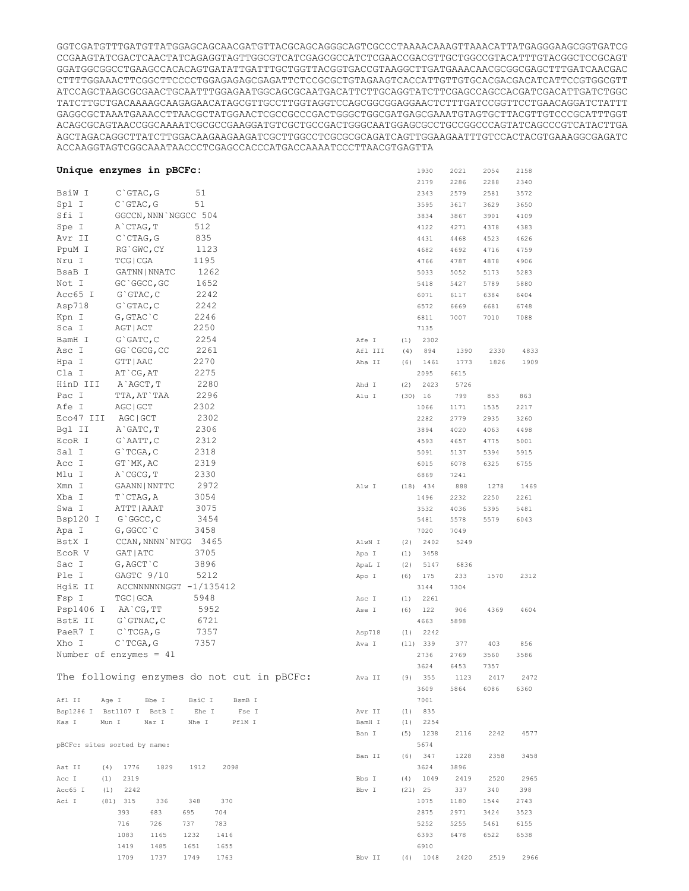```
GGTCGATGTTTGATGTTATGGAGCAGCAACGATGTTACGCAGCAGGGCAGTCGCCCTAAAACAAAGTTAAACATTATGAGGGAAGCGGTGATCG
CCGAAGTATCGACTCAACTATCAGAGGTAGTTGGCGTCATCGAGCGCCATCTCGAACCGACGTTGCTGGCCGTACATTTGTACGGCTCCGCAGT
GGATGGCGGCCTGAAGCCACACAGTGATATTGATTTGCTGGTTACGGTGACCGTAAGGCTTGATGAAACAACGCGGCGAGCTTTGATCAACGAC
CTTTTGGAAACTTCGGCTTCCCCTGGAGAGAGCGAGATTCTCCGCGCTGTAGAAGTCACCATTGTTGTGCACGACGACATCATTCCGTGGCGTT
ATCCAGCTAAGCGCGAACTGCAATTTGGAGAATGGCAGCGCAATGACATTCTTGCAGGTATCTTCGAGCCAGCCACGATCGACATTGATCTGGC
TATCTTGCTGACAAAAGCAAGAGAACATAGCGTTGCCTTGGTAGGTCCAGCGGCGGAGGAACTCTTTGATCCGGTTCCTGAACAGGATCTATTT
GAGGCGCTAAATGAAACCTTAACGCTATGGAACTCGCCGCCCGACTGGGCTGGCGATGAGCGAAATGTAGTGCTTACGTTGTCCCGCATTTGGT
ACAGCGCAGTAACCGGCAAAATCGCGCCGAAGGATGTCGCTGCCGACTGGGCAATGGAGCGCCTGCCGGCCCAGTATCAGCCCGTCATACTTGA
AGCTAGACAGGCTTATCTTGGACAAGAAGAAGATCGCTTGGCCTCGCGCGCAGATCAGTTGGAAGAATTTGTCCACTACGTGAAAGGCGAGATC
ACCAAGGTAGTCGGCAAATAACCCTCGAGCCACCCATGACCAAAATCCCTTAACGTGAGTTA
```

**Unique enzymes in pBCFc:**

```
BsiW I      C`GTAC,G        51
Spl I       C`GTAC,G        51
Sfi I       GGCCN,NNN`NGGCC 504
Spe I       A`CTAG,T        512
Avr II      C`CTAG,G        835
PpuM I      RG`GWC,CY       1123
Nru I       TCG|CGA         1195
BsaB I      GATNN|NNATC     1262
Not I       GC`GGCC,GC      1652
Acc65 I     G`GTAC,C        2242
Asp718      G`GTAC,C        2242
Kpn I       G,GTAC`C        2246
Sca I       AGT|ACT         2250
BamH I      G`GATC,C        2254
Asc I       GG`CGCG,CC      2261
Hpa I       GTT|AAC         2270
Cla I       AT`CG,AT        2275
HinD III    A`AGCT,T        2280
Pac I       TTA,AT`TAA      2296
Afe I       AGC|GCT         2302
Eco47 III   AGC|GCT         2302
Bgl II      A`GATC,T        2306
EcoR I      G`AATT,C        2312
Sal I       G`TCGA,C        2318
Acc I       GT`MK,AC        2319
Mlu I       A`CGCG,T        2330
Xmn I       GAANN|NNTTC     2972
Xba I       T`CTAG,A        3054
Swa I       ATTT|AAAT       3075
Bsp120 I    G`GGCC,C        3454
Apa I       G,GGCC`C        3458
BstX I      CCAN,NNNN`NTGG  3465
EcoR V      GAT|ATC         3705
Sac I       G,AGCT`C        3896
Ple I       GAGTC 9/10      5212
HgiE II     ACCNNNNNNGGT -1/135412
Fsp I       TGC|GCA         5948
Psp1406 I   AA`CG,TT        5952
BstE II     G`GTNAC,C       6721
PaeR7 I     C`TCGA,G        7357
Xho I       C`TCGA,G        7357
Number of enzymes = 41
```

The following enzymes do not cut in pBCFc:

```
Afl II    Age I     Bbe I     BsiC I    BsmB I
Bsp1286 I Bst1107 I BstB I    Ehe I     Fse I
Kas I     Mun I     Nar I     Nhe I     Pf1M I
```

pBCFc: sites sorted by name:

```
Aat II    (4)  1776   1829   1912   2098
Acc I     (1)  2319
Acc65 I   (1)  2242
Aci I     (81) 315    336    348    370
               393    683    695    704
               716    726    737    783
               1083   1165   1232   1416
               1419   1485   1651   1655
               1709   1737   1749   1763
               1930   2021   2054   2158
               2179   2286   2288   2340
               2343   2579   2581   3572
               3595   3617   3629   3650
               3834   3867   3901   4109
               4122   4271   4378   4383
               4431   4468   4523   4626
               4682   4692   4716   4759
               4766   4787   4878   4906
               5033   5052   5173   5283
               5418   5427   5789   5880
               6071   6117   6384   6404
               6572   6669   6681   6748
               6811   7007   7010   7088
               7135
Afe I     (1)  2302
Afl III   (4)  894    1390   2330   4833
Aha II    (6)  1461   1773   1826   1909
               2095   6615
Ahd I     (2)  2423   5726
Alu I     (30) 16     799    853    863
               1066   1171   1535   2217
               2282   2779   2935   3260
               3894   4020   4063   4498
               4593   4657   4775   5001
               5091   5137   5394   5915
               6015   6078   6325   6755
               6869   7241
Alw I     (18) 434    888    1278   1469
               1496   2232   2250   2261
               3532   4036   5395   5481
               5481   5578   5579   6043
               7020   7049
AlwN I    (2)  2402   5249
Apa I     (1)  3458
ApaL I    (2)  5147   6836
Apo I     (6)  175    233    1570   2312
               3144   7304
Asc I     (1)  2261
Ase I     (6)  122    906    4369   4604
               4663   5898
Asp718    (1)  2242
Ava I     (11) 339    377    403    856
               2736   2769   3560   3586
               3624   6453   7357
Ava II    (9)  355    1123   2417   2472
               3609   5864   6086   6360
               7001
Avr II    (1)  835
BamH I    (1)  2254
Ban I     (5)  1238   2116   2242   4577
               5674
Ban II    (6)  347    1228   2358   3458
               3624   3896
Bbs I     (4)  1049   2419   2520   2965
Bbv I     (21) 25     337    340    398
               1075   1180   1544   2743
               2875   2971   3424   3523
               5252   5255   5461   6155
               6393   6478   6522   6538
               6910
Bbv II    (4)  1048   2420   2519   2966
```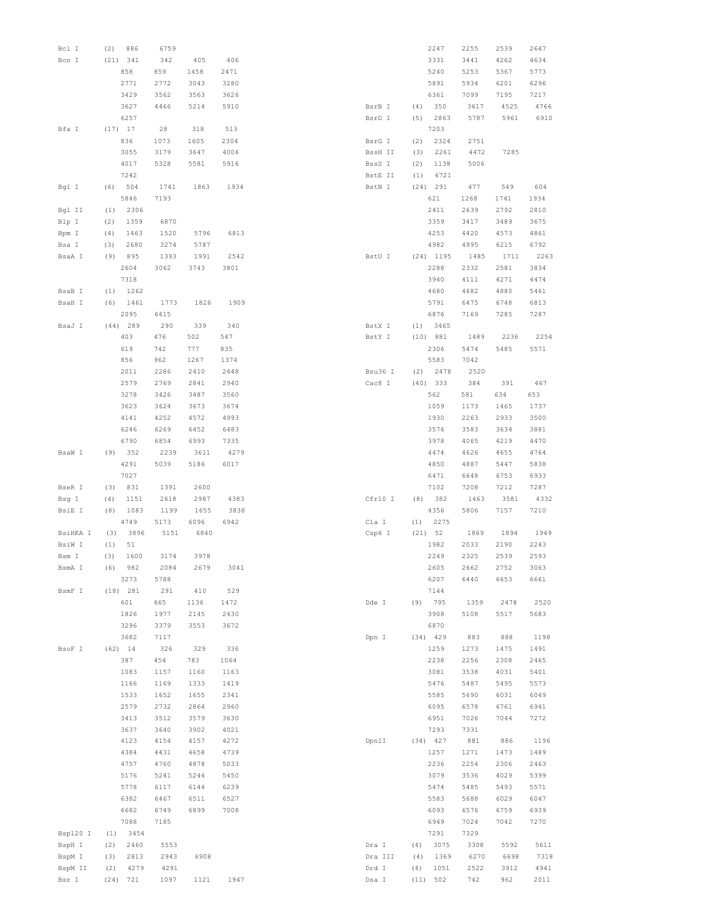```
Bcl I      (2)  886    6759
Bcn I      (21) 341    342    405    406
                858    859    1458   2471
                2771   2772   3043   3280
                3429   3562   3563   3626
                3627   4466   5214   5910
                6257
Bfa I      (17) 17     28     318    513
                836    1073   1605   2304
                3055   3179   3647   4006
                4017   5328   5581   5916
                7242
Bgl I      (6)  504    1741   1863   1934
                5846   7193
Bgl II     (1)  2306
Blp I      (2)  1359   6870
Bpm I      (4)  1463   1520   5796   6813
Bsa I      (3)  2680   3274   5787
BsaA I     (9)  895    1393   1991   2542
                2604   3062   3743   3801
                7318
BsaB I     (1)  1262
BsaH I     (6)  1461   1773   1826   1909
                2095   6615
BsaJ I     (44) 289    290    339    340
                403    476    502    547
                619    742    777    835
                856    962    1267   1374
                2011   2286   2410   2448
                2579   2769   2841   2940
                3278   3426   3487   3560
                3623   3624   3673   3674
                4141   4252   4572   4993
                6246   6269   6452   6483
                6790   6854   6993   7335
BsaW I     (9)  352    2239   3611   4279
                4291   5039   5186   6017
                7027
BseR I     (3)  831    1391   2600
Bsg I      (4)  1151   2618   2987   4383
BsiE I     (8)  1083   1199   1655   3838
                4749   5173   6096   6942
BsiHKA I   (3)  3896   5151   6840
BsiW I     (1)  51
Bsm I      (3)  1600   3174   3978
BsmA I     (6)  982    2084   2679   3041
                3273   5788
BsmF I     (18) 281    291    410    529
                601    665    1136   1472
                1826   1977   2145   2430
                3296   3379   3553   3672
                3682   7117
BsoF I     (62) 14     326    329    336
                387    454    783    1064
                1083   1157   1160   1163
                1166   1169   1333   1419
                1533   1652   1655   2341
                2579   2732   2864   2960
                3413   3512   3579   3630
                3637   3640   3902   4021
                4123   4154   4157   4272
                4384   4431   4658   4739
                4757   4760   4878   5033
                5176   5241   5244   5450
                5778   6117   6144   6239
                6382   6467   6511   6527
                6682   6749   6899   7008
                7088   7185
Bsp120 I   (1)  3454
BspH I     (2)  2460   5553
BspM I     (3)  2813   2943   6908
BspM II    (2)  4279   4291
Bsr I      (24) 721    1097   1121   1947
                2247   2255   2539   2647
                3331   3441   4262   4634
                5240   5253   5367   5773
                5891   5934   6201   6296
                6361   7099   7195   7217
BsrB I     (4)  350    3617   4525   4766
BsrD I     (5)  2863   5787   5961   6910
                7203
BsrG I     (2)  2324   2751
BssH II    (3)  2261   4472   7285
BssS I     (2)  1138   5006
BstE II    (1)  6721
BstN I     (24) 291    477    549    604
                621    1268   1741   1934
                2411   2639   2792   2810
                3359   3417   3489   3675
                4253   4420   4573   4861
                4982   4995   6215   6792
BstU I     (24) 1195   1485   1711   2263
                2288   2332   2581   3834
                3940   4111   4271   4474
                4680   4682   4880   5461
                5791   6475   6748   6813
                6876   7169   7285   7287
BstX I     (1)  3465
BstY I     (10) 881    1489   2236   2254
                2306   5474   5485   5571
                5583   7042
Bsu36 I    (2)  2478   2520
Cac8 I     (40) 333    384    391    467
                562    581    634    653
                1059   1173   1465   1737
                1930   2263   2933   3500
                3576   3583   3634   3881
                3978   4065   4219   4470
                4474   4626   4655   4764
                4850   4887   5447   5838
                6471   6648   6753   6933
                7102   7208   7212   7287
Cfr10 I    (8)  382    1463   3581   4332
                4356   5806   7157   7210
Cla I      (1)  2275
Csp6 I     (21) 52     1869   1894   1949
                1982   2033   2190   2243
                2249   2325   2539   2593
                2605   2662   2752   3063
                6207   6440   6653   6661
                7144
Dde I      (9)  795    1359   2478   2520
                3908   5108   5517   5683
                6870
Dpn I      (34) 429    883    888    1198
                1259   1273   1475   1491
                2238   2256   2308   2465
                3081   3538   4031   5401
                5476   5487   5495   5573
                5585   5690   6031   6049
                6095   6578   6761   6941
                6951   7026   7044   7272
                7293   7331
DpnII      (34) 427    881    886    1196
                1257   1271   1473   1489
                2236   2254   2306   2463
                3079   3536   4029   5399
                5474   5485   5493   5571
                5583   5688   6029   6047
                6093   6576   6759   6939
                6949   7024   7042   7270
                7291   7329
Dra I      (4)  3075   3308   5592   5611
Dra III    (4)  1369   6270   6698   7318
Drd I      (4)  1051   2522   3912   4941
Dsa I      (11) 502    742    962    2011
```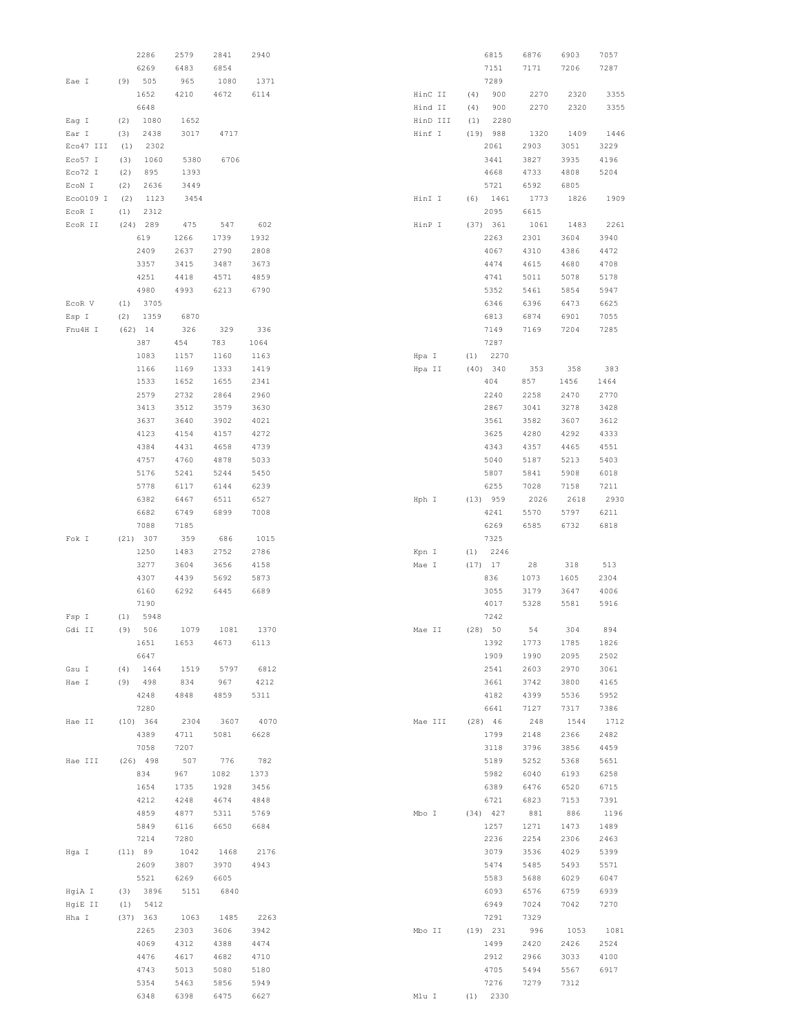```
              2286    2579    2841    2940
              6269    6483    6854
Eae I      (9)  505     965     1080    1371
              1652    4210    4672    6114
              6648
Eag I      (2)  1080    1652
Ear I      (3)  2438    3017    4717
Eco47 III  (1)  2302
Eco57 I    (3)  1060    5380    6706
Eco72 I    (2)  895     1393
EcoN I     (2)  2636    3449
EcoO109 I  (2)  1123    3454
EcoR I     (1)  2312
EcoR II    (24) 289     475     547     602
              619     1266    1739    1932
              2409    2637    2790    2808
              3357    3415    3487    3673
              4251    4418    4571    4859
              4980    4993    6213    6790
EcoR V     (1)  3705
Esp I      (2)  1359    6870
Fnu4H I    (62) 14      326     329     336
              387     454     783     1064
              1083    1157    1160    1163
              1166    1169    1333    1419
              1533    1652    1655    2341
              2579    2732    2864    2960
              3413    3512    3579    3630
              3637    3640    3902    4021
              4123    4154    4157    4272
              4384    4431    4658    4739
              4757    4760    4878    5033
              5176    5241    5244    5450
              5778    6117    6144    6239
              6382    6467    6511    6527
              6682    6749    6899    7008
              7088    7185
Fok I      (21) 307     359     686     1015
              1250    1483    2752    2786
              3277    3604    3656    4158
              4307    4439    5692    5873
              6160    6292    6445    6689
              7190
Fsp I      (1)  5948
Gdi II     (9)  506     1079    1081    1370
              1651    1653    4673    6113
              6647
Gsu I      (4)  1464    1519    5797    6812
Hae I      (9)  498     834     967     4212
              4248    4848    4859    5311
              7280
Hae II     (10) 364     2304    3607    4070
              4389    4711    5081    6628
              7058    7207
Hae III    (26) 498     507     776     782
              834     967     1082    1373
              1654    1735    1928    3456
              4212    4248    4674    4848
              4859    4877    5311    5769
              5849    6116    6650    6684
              7214    7280
Hga I      (11) 89      1042    1468    2176
              2609    3807    3970    4943
              5521    6269    6605
HgiA I     (3)  3896    5151    6840
HgiE II    (1)  5412
Hha I      (37) 363     1063    1485    2263
              2265    2303    3606    3942
              4069    4312    4388    4474
              4476    4617    4682    4710
              4743    5013    5080    5180
              5354    5463    5856    5949
              6348    6398    6475    6627
              6815    6876    6903    7057
              7151    7171    7206    7287
              7289
HinC II    (4)  900     2270    2320    3355
Hind II    (4)  900     2270    2320    3355
HinD III   (1)  2280
Hinf I     (19) 988     1320    1409    1446
              2061    2903    3051    3229
              3441    3827    3935    4196
              4668    4733    4808    5204
              5721    6592    6805
HinI I     (6)  1461    1773    1826    1909
              2095    6615
HinP I     (37) 361     1061    1483    2261
              2263    2301    3604    3940
              4067    4310    4386    4472
              4474    4615    4680    4708
              4741    5011    5078    5178
              5352    5461    5854    5947
              6346    6396    6473    6625
              6813    6874    6901    7055
              7149    7169    7204    7285
              7287
Hpa I      (1)  2270
Hpa II     (40) 340     353     358     383
              404     857     1456    1464
              2240    2258    2470    2770
              2867    3041    3278    3428
              3561    3582    3607    3612
              3625    4280    4292    4333
              4343    4357    4465    4551
              5040    5187    5213    5403
              5807    5841    5908    6018
              6255    7028    7158    7211
Hph I      (13) 959     2026    2618    2930
              4241    5570    5797    6211
              6269    6585    6732    6818
              7325
Kpn I      (1)  2246
Mae I      (17) 17      28      318     513
              836     1073    1605    2304
              3055    3179    3647    4006
              4017    5328    5581    5916
              7242
Mae II     (28) 50      54      304     894
              1392    1773    1785    1826
              1909    1990    2095    2502
              2541    2603    2970    3061
              3661    3742    3800    4165
              4182    4399    5536    5952
              6641    7127    7317    7386
Mae III    (28) 46      248     1544    1712
              1799    2148    2366    2482
              3118    3796    3856    4459
              5189    5252    5368    5651
              5982    6040    6193    6258
              6389    6476    6520    6715
              6721    6823    7153    7391
Mbo I      (34) 427     881     886     1196
              1257    1271    1473    1489
              2236    2254    2306    2463
              3079    3536    4029    5399
              5474    5485    5493    5571
              5583    5688    6029    6047
              6093    6576    6759    6939
              6949    7024    7042    7270
              7291    7329
Mbo II     (19) 231     996     1053    1081
              1499    2420    2426    2524
              2912    2966    3033    4100
              4705    5494    5567    6917
              7276    7279    7312
Mlu I      (1)  2330
```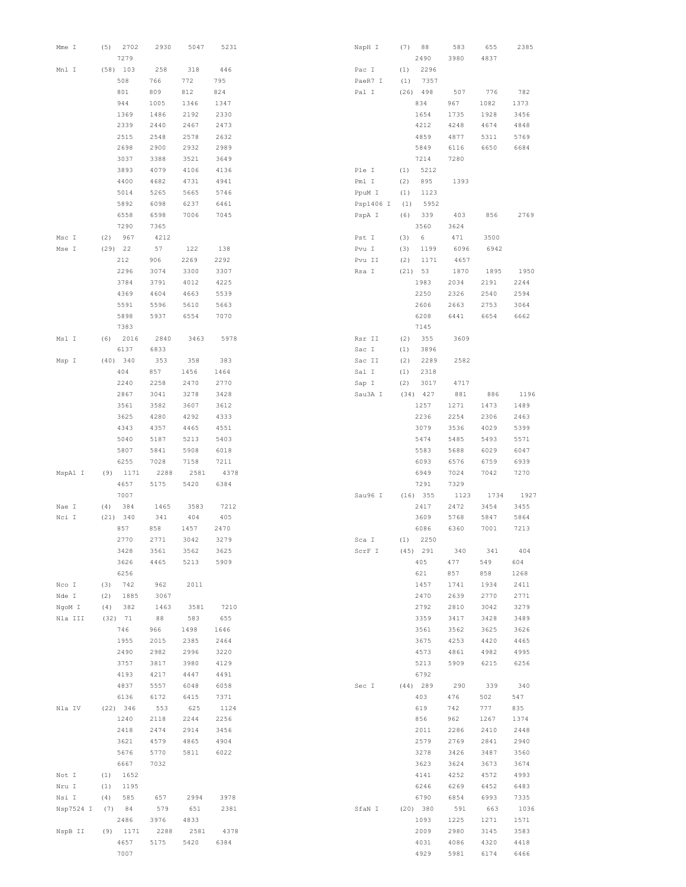```
Mme I      (5)  2702    2930    5047    5231
                7279
Mnl I      (58) 103     258     318     446
                508     766     772     795
                801     809     812     824
                944     1005    1346    1347
                1369    1486    2192    2330
                2339    2440    2467    2473
                2515    2548    2578    2632
                2698    2900    2932    2989
                3037    3388    3521    3649
                3893    4079    4106    4136
                4400    4682    4731    4941
                5014    5265    5665    5746
                5892    6098    6237    6461
                6558    6598    7006    7045
                7290    7365
Msc I      (2)  967     4212
Mse I      (29) 22      57      122     138
                212     906     2269    2292
                2296    3074    3300    3307
                3784    3791    4012    4225
                4369    4604    4663    5539
                5591    5596    5610    5663
                5898    5937    6554    7070
                7383
Msl I      (6)  2016    2840    3463    5978
                6137    6833
Msp I      (40) 340     353     358     383
                404     857     1456    1464
                2240    2258    2470    2770
                2867    3041    3278    3428
                3561    3582    3607    3612
                3625    4280    4292    4333
                4343    4357    4465    4551
                5040    5187    5213    5403
                5807    5841    5908    6018
                6255    7028    7158    7211
MspA1 I    (9)  1171    2288    2581    4378
                4657    5175    5420    6384
                7007
Nae I      (4)  384     1465    3583    7212
Nci I      (21) 340     341     404     405
                857     858     1457    2470
                2770    2771    3042    3279
                3428    3561    3562    3625
                3626    4465    5213    5909
                6256
Nco I      (3)  742     962     2011
Nde I      (2)  1885    3067
NgoM I     (4)  382     1463    3581    7210
Nla III    (32) 71      88      583     655
                746     966     1498    1646
                1955    2015    2385    2464
                2490    2982    2996    3220
                3757    3817    3980    4129
                4193    4217    4447    4491
                4837    5557    6048    6058
                6136    6172    6415    7371
Nla IV     (22) 346     553     625     1124
                1240    2118    2244    2256
                2418    2474    2914    3456
                3621    4579    4865    4904
                5676    5770    5811    6022
                6667    7032
Not I      (1)  1652
Nru I      (1)  1195
Nsi I      (4)  585     657     2994    3978
Nsp7524 I  (7)  84      579     651     2381
                2486    3976    4833
NspB II    (9)  1171    2288    2581    4378
                4657    5175    5420    6384
                7007
NspH I     (7)  88      583     655     2385
                2490    3980    4837
Pac I      (1)  2296
PaeR7 I    (1)  7357
Pal I      (26) 498     507     776     782
                834     967     1082    1373
                1654    1735    1928    3456
                4212    4248    4674    4848
                4859    4877    5311    5769
                5849    6116    6650    6684
                7214    7280
Ple I      (1)  5212
Pml I      (2)  895     1393
PpuM I     (1)  1123
Psp1406 I  (1)  5952
PspA I     (6)  339     403     856     2769
                3560    3624
Pst I      (3)  6       471     3500
Pvu I      (3)  1199    6096    6942
Pvu II     (2)  1171    4657
Rsa I      (21) 53      1870    1895    1950
                1983    2034    2191    2244
                2250    2326    2540    2594
                2606    2663    2753    3064
                6208    6441    6654    6662
                7145
Rsr II     (2)  355     3609
Sac I      (1)  3896
Sac II     (2)  2289    2582
Sal I      (1)  2318
Sap I      (2)  3017    4717
Sau3A I    (34) 427     881     886     1196
                1257    1271    1473    1489
                2236    2254    2306    2463
                3079    3536    4029    5399
                5474    5485    5493    5571
                5583    5688    6029    6047
                6093    6576    6759    6939
                6949    7024    7042    7270
                7291    7329
Sau96 I    (16) 355     1123    1734    1927
                2417    2472    3454    3455
                3609    5768    5847    5864
                6086    6360    7001    7213
Sca I      (1)  2250
ScrF I     (45) 291     340     341     404
                405     477     549     604
                621     857     858     1268
                1457    1741    1934    2411
                2470    2639    2770    2771
                2792    2810    3042    3279
                3359    3417    3428    3489
                3561    3562    3625    3626
                3675    4253    4420    4465
                4573    4861    4982    4995
                5213    5909    6215    6256
                6792
Sec I      (44) 289     290     339     340
                403     476     502     547
                619     742     777     835
                856     962     1267    1374
                2011    2286    2410    2448
                2579    2769    2841    2940
                3278    3426    3487    3560
                3623    3624    3673    3674
                4141    4252    4572    4993
                6246    6269    6452    6483
                6790    6854    6993    7335
SfaN I     (20) 380     591     663     1036
                1093    1225    1271    1571
                2009    2980    3145    3583
                4031    4086    4320    4418
                4929    5981    6174    6466
```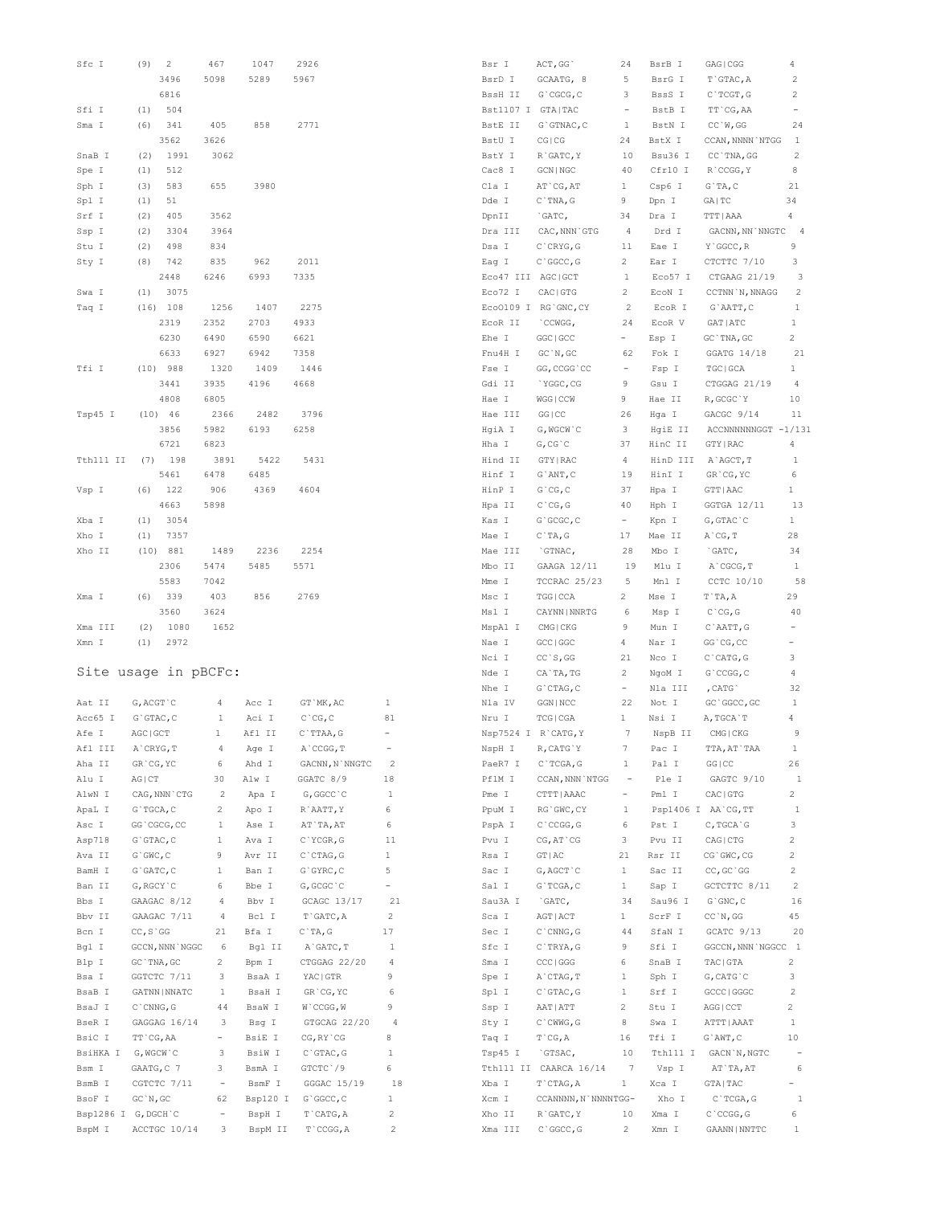| Enzyme | Count | Positions |
| --- | --- | --- |
| Sfc I | (9) | 2 467 1047 2926 3496 5098 5289 5967 6816 |
| Sfi I | (1) | 504 |
| Sma I | (6) | 341 405 858 2771 3562 3626 |
| SnaB I | (2) | 1991 3062 |
| Spe I | (1) | 512 |
| Sph I | (3) | 583 655 3980 |
| Spl I | (1) | 51 |
| Srf I | (2) | 405 3562 |
| Ssp I | (2) | 3304 3964 |
| Stu I | (2) | 498 834 |
| Sty I | (8) | 742 835 962 2011 2448 6246 6993 7335 |
| Swa I | (1) | 3075 |
| Taq I | (16) | 108 1256 1407 2275 2319 2352 2703 4933 6230 6490 6590 6621 6633 6927 6942 7358 |
| Tfi I | (10) | 988 1320 1409 1446 3441 3935 4196 4668 4808 6805 |
| Tsp45 I | (10) | 46 2366 2482 3796 3856 5982 6193 6258 6721 6823 |
| Tth111 II | (7) | 198 3891 5422 5431 5461 6478 6485 |
| Vsp I | (6) | 122 906 4369 4604 4663 5898 |
| Xba I | (1) | 3054 |
| Xho I | (1) | 7357 |
| Xho II | (10) | 881 1489 2236 2254 2306 5474 5485 5571 5583 7042 |
| Xma I | (6) | 339 403 856 2769 3560 3624 |
| Xma III | (2) | 1080 1652 |
| Xmn I | (1) | 2972 |

## Site usage in pBCFc:

| Enzyme | Site | Count | Enzyme | Site | Count |
| --- | --- | --- | --- | --- | --- |
| Aat II | G,ACGT`C | 4 | Acc I | GT`MK,AC | 1 |
| Acc65 I | G`GTAC,C | 1 | Aci I | C`CG,C | 81 |
| Afe I | AGC\|GCT | 1 | Afl II | C`TTAA,G | - |
| Afl III | A`CRYG,T | 4 | Age I | A`CCGG,T | - |
| Aha II | GR`CG,YC | 6 | Ahd I | GACNN,N`NNGTC | 2 |
| Alu I | AG\|CT | 30 | Alw I | GGATC 8/9 | 18 |
| AlwN I | CAG,NNN`CTG | 2 | Apa I | G,GGCC`C | 1 |
| ApaL I | G`TGCA,C | 2 | Apo I | R`AATT,Y | 6 |
| Asc I | GG`CGCG,CC | 1 | Ase I | AT`TA,AT | 6 |
| Asp718 | G`GTAC,C | 1 | Ava I | C`YCGR,G | 11 |
| Ava II | G`GWC,C | 9 | Avr II | C`CTAG,G | 1 |
| BamH I | G`GATC,C | 1 | Ban I | G`GYRC,C | 5 |
| Ban II | G,RGCY`C | 6 | Bbe I | G,GCGC`C | - |
| Bbs I | GAAGAC 8/12 | 4 | Bbv I | GCAGC 13/17 | 21 |
| Bbv II | GAAGAC 7/11 | 4 | Bcl I | T`GATC,A | 2 |
| Bcn I | CC,S`GG | 21 | Bfa I | C`TA,G | 17 |
| Bgl I | GCCN,NNN`NGGC | 6 | Bgl II | A`GATC,T | 1 |
| Blp I | GC`TNA,GC | 2 | Bpm I | CTGGAG 22/20 | 4 |
| Bsa I | GGTCTC 7/11 | 3 | BsaA I | YAC\|GTR | 9 |
| BsaB I | GATNN\|NNATC | 1 | BsaH I | GR`CG,YC | 6 |
| BsaJ I | C`CNNG,G | 44 | BsaW I | W`CCGG,W | 9 |
| BseR I | GAGGAG 16/14 | 3 | Bsg I | GTGCAG 22/20 | 4 |
| BsiC I | TT`CG,AA | - | BsiE I | CG,RY`CG | 8 |
| BsiHKA I | G,WGCW`C | 3 | BsiW I | C`GTAC,G | 1 |
| Bsm I | GAATG,C 7 | 3 | BsmA I | GTCTC`/9 | 6 |
| BsmB I | CGTCTC 7/11 | - | BsmF I | GGGAC 15/19 | 18 |
| BsoF I | GC`N,GC | 62 | Bsp120 I | G`GGCC,C | 1 |
| Bsp1286 I | G,DGCH`C | - | BspH I | T`CATG,A | 2 |
| BspM I | ACCTGC 10/14 | 3 | BspM II | T`CCGG,A | 2 |
| Bsr I | ACT,GG` | 24 | BsrB I | GAG\|CGG | 4 |
| BsrD I | GCAATG, 8 | 5 | BsrG I | T`GTAC,A | 2 |
| BssH II | G`CGCG,C | 3 | BssS I | C`TCGT,G | 2 |
| Bst1107 I | GTA\|TAC | - | BstB I | TT`CG,AA | - |
| BstE II | G`GTNAC,C | 1 | BstN I | CC`W,GG | 24 |
| BstU I | CG\|CG | 24 | BstX I | CCAN,NNNN`NTGG | 1 |
| BstY I | R`GATC,Y | 10 | Bsu36 I | CC`TNA,GG | 2 |
| Cac8 I | GCN\|NGC | 40 | Cfr10 I | R`CCGG,Y | 8 |
| Cla I | AT`CG,AT | 1 | Csp6 I | G`TA,C | 21 |
| Dde I | C`TNA,G | 9 | Dpn I | GA\|TC | 34 |
| DpnII | `GATC, | 34 | Dra I | TTT\|AAA | 4 |
| Dra III | CAC,NNN`GTG | 4 | Drd I | GACNN,NN`NNGTC | 4 |
| Dsa I | C`CRYG,G | 11 | Eae I | Y`GGCC,R | 9 |
| Eag I | C`GGCC,G | 2 | Ear I | CTCTTC 7/10 | 3 |
| Eco47 III | AGC\|GCT | 1 | Eco57 I | CTGAAG 21/19 | 3 |
| Eco72 I | CAC\|GTG | 2 | EcoN I | CCTNN`N,NNAGG | 2 |
| EcoO109 I | RG`GNC,CY | 2 | EcoR I | G`AATT,C | 1 |
| EcoR II | `CCWGG, | 24 | EcoR V | GAT\|ATC | 1 |
| Ehe I | GGC\|GCC | - | Esp I | GC`TNA,GC | 2 |
| Fnu4H I | GC`N,GC | 62 | Fok I | GGATG 14/18 | 21 |
| Fse I | GG,CCGG`CC | - | Fsp I | TGC\|GCA | 1 |
| Gdi II | `YGGC,CG | 9 | Gsu I | CTGGAG 21/19 | 4 |
| Hae I | WGG\|CCW | 9 | Hae II | R,GCGC`Y | 10 |
| Hae III | GG\|CC | 26 | Hga I | GACGC 9/14 | 11 |
| HgiA I | G,WGCW`C | 3 | HgiE II | ACCNNNNNNGGT -1/131 | |
| Hha I | G,CG`C | 37 | HinC II | GTY\|RAC | 4 |
| Hind II | GTY\|RAC | 4 | HinD III | A`AGCT,T | 1 |
| Hinf I | G`ANT,C | 19 | HinI I | GR`CG,YC | 6 |
| HinP I | G`CG,C | 37 | Hpa I | GTT\|AAC | 1 |
| Hpa II | C`CG,G | 40 | Hph I | GGTGA 12/11 | 13 |
| Kas I | G`GCGC,C | - | Kpn I | G,GTAC`C | 1 |
| Mae I | C`TA,G | 17 | Mae II | A`CG,T | 28 |
| Mae III | `GTNAC, | 28 | Mbo I | `GATC, | 34 |
| Mbo II | GAAGA 12/11 | 19 | Mlu I | A`CGCG,T | 1 |
| Mme I | TCCRAC 25/23 | 5 | Mnl I | CCTC 10/10 | 58 |
| Msc I | TGG\|CCA | 2 | Mse I | T`TA,A | 29 |
| Msl I | CAYNN\|NNRTG | 6 | Msp I | C`CG,G | 40 |
| MspA1 I | CMG\|CKG | 9 | Mun I | C`AATT,G | - |
| Nae I | GCC\|GGC | 4 | Nar I | GG`CG,CC | - |
| Nci I | CC`S,GG | 21 | Nco I | C`CATG,G | 3 |
| Nde I | CA`TA,TG | 2 | NgoM I | G`CCGG,C | 4 |
| Nhe I | G`CTAG,C | - | Nla III | ,CATG` | 32 |
| Nla IV | GGN\|NCC | 22 | Not I | GC`GGCC,GC | 1 |
| Nru I | TCG\|CGA | 1 | Nsi I | A,TGCA`T | 4 |
| Nsp7524 I | R`CATG,Y | 7 | NspB II | CMG\|CKG | 9 |
| NspH I | R,CATG`Y | 7 | Pac I | TTA,AT`TAA | 1 |
| PaeR7 I | C`TCGA,G | 1 | Pal I | GG\|CC | 26 |
| PflM I | CCAN,NNN`NTGG | - | Ple I | GAGTC 9/10 | 1 |
| Pme I | CTTT\|AAAC | - | Pml I | CAC\|GTG | 2 |
| PpuM I | RG`GWC,CY | 1 | Psp1406 I | AA`CG,TT | 1 |
| PspA I | C`CCGG,G | 6 | Pst I | C,TGCA`G | 3 |
| Pvu I | CG,AT`CG | 3 | Pvu II | CAG\|CTG | 2 |
| Rsa I | GT\|AC | 21 | Rsr II | CG`GWC,CG | 2 |
| Sac I | G,AGCT`C | 1 | Sac II | CC,GC`GG | 2 |
| Sal I | G`TCGA,C | 1 | Sap I | GCTCTTC 8/11 | 2 |
| Sau3A I | `GATC, | 34 | Sau96 I | G`GNC,C | 16 |
| Sca I | AGT\|ACT | 1 | ScrF I | CC`N,GG | 45 |
| Sec I | C`CNNG,G | 44 | SfaN I | GCATC 9/13 | 20 |
| Sfc I | C`TRYA,G | 9 | Sfi I | GGCCN,NNN`NGGCC | 1 |
| Sma I | CCC\|GGG | 6 | SnaB I | TAC\|GTA | 2 |
| Spe I | A`CTAG,T | 1 | Sph I | G,CATG`C | 3 |
| Spl I | C`GTAC,G | 1 | Srf I | GCCC\|GGGC | 2 |
| Ssp I | AAT\|ATT | 2 | Stu I | AGG\|CCT | 2 |
| Sty I | C`CWWG,G | 8 | Swa I | ATTT\|AAAT | 1 |
| Taq I | T`CG,A | 16 | Tfi I | G`AWT,C | 10 |
| Tsp45 I | `GTSAC, | 10 | Tth111 I | GACN`N,NGTC | - |
| Tth111 II | CAARCA 16/14 | 7 | Vsp I | AT`TA,AT | 6 |
| Xba I | T`CTAG,A | 1 | Xca I | GTA\|TAC | - |
| Xcm I | CCANNNN,N`NNNNTGG- | | Xho I | C`TCGA,G | 1 |
| Xho II | R`GATC,Y | 10 | Xma I | C`CCGG,G | 6 |
| Xma III | C`GGCC,G | 2 | Xmn I | GAANN\|NNTTC | 1 |